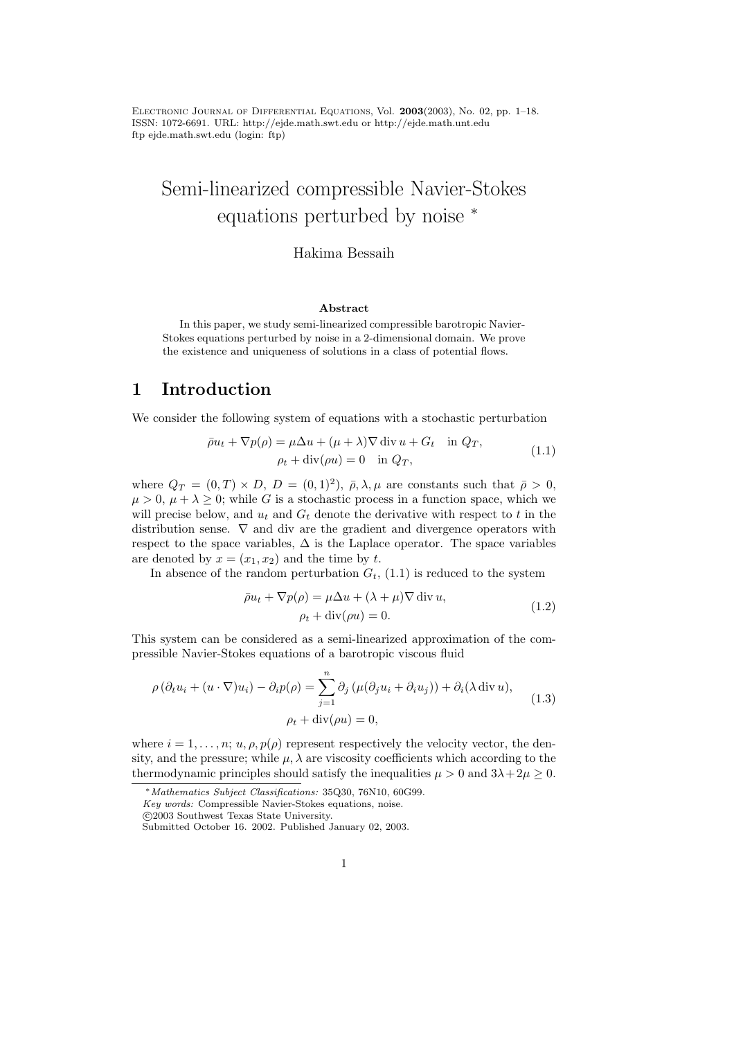# Semi-linearized compressible Navier-Stokes equations perturbed by noise *

Hakima Bessaih

### Abstract

In this paper, we study semi-linearized compressible barotropic Navier-Stokes equations perturbed by noise in a 2-dimensional domain. We prove the existence and uniqueness of solutions in a class of potential flows.

## 1 Introduction

We consider the following system of equations with a stochastic perturbation

$$
\begin{gathered}
\bar{\rho} u_t + \nabla p(\rho) = \mu \Delta u + (\mu + \lambda) \nabla \operatorname{div} u + G_t \quad \text{in } Q_T, \\
\rho_t + \operatorname{div}(\rho u) = 0 \quad \text{in } Q_T,
\end{gathered}
\tag{1.1}
$$

where $Q_T = (0,T) \times D$, $D = (0,1)^2)$, $\bar{\rho}, \lambda, \mu$ are constants such that $\bar{\rho} > 0$, $\mu > 0$, $\mu + \lambda \geq 0$; while $G$ is a stochastic process in a function space, which we will precise below, and $u_t$ and $G_t$ denote the derivative with respect to $t$ in the distribution sense. $\nabla$ and div are the gradient and divergence operators with respect to the space variables, $\Delta$ is the Laplace operator. The space variables are denoted by $x = (x_1, x_2)$ and the time by $t$.

In absence of the random perturbation $G_t$, (1.1) is reduced to the system

$$
\begin{gathered}
\bar{\rho} u_t + \nabla p(\rho) = \mu \Delta u + (\lambda + \mu) \nabla \operatorname{div} u, \\
\rho_t + \operatorname{div}(\rho u) = 0.
\end{gathered}
\tag{1.2}
$$

This system can be considered as a semi-linearized approximation of the compressible Navier-Stokes equations of a barotropic viscous fluid

$$
\begin{gathered}
\rho \left( \partial_t u_i + (u \cdot \nabla) u_i \right) - \partial_i p(\rho) = \sum_{j=1}^{n} \partial_j \left( \mu (\partial_j u_i + \partial_i u_j) \right) + \partial_i (\lambda \operatorname{div} u), \\
\rho_t + \operatorname{div}(\rho u) = 0,
\end{gathered}
\tag{1.3}
$$

where $i = 1, \dots, n$; $u, \rho, p(\rho)$ represent respectively the velocity vector, the density, and the pressure; while $\mu, \lambda$ are viscosity coefficients which according to the thermodynamic principles should satisfy the inequalities $\mu > 0$ and $3\lambda + 2\mu \geq 0$.

---

*Mathematics Subject Classifications:* 35Q30, 76N10, 60G99.
*Key words:* Compressible Navier-Stokes equations, noise.
©2003 Southwest Texas State University.
Submitted October 16. 2002. Published January 02, 2003.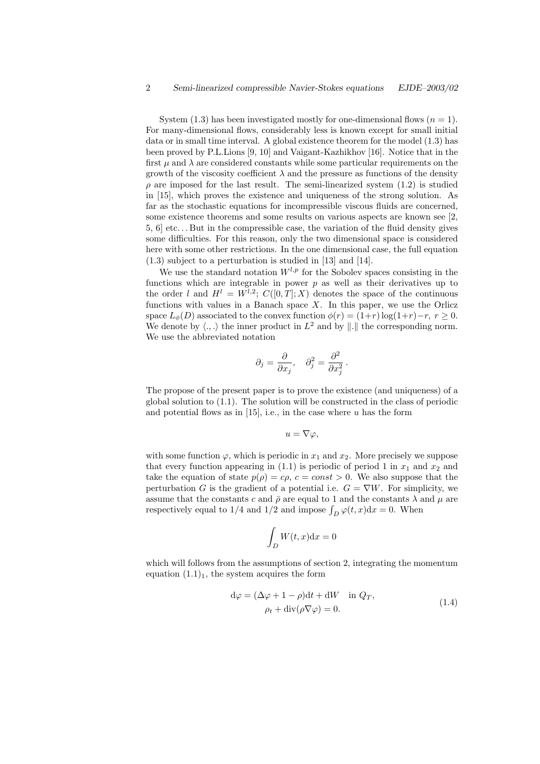System (1.3) has been investigated mostly for one-dimensional flows ($n = 1$). For many-dimensional flows, considerably less is known except for small initial data or in small time interval. A global existence theorem for the model (1.3) has been proved by P.L.Lions [9, 10] and Vaigant-Kazhikhov [16]. Notice that in the first $\mu$ and $\lambda$ are considered constants while some particular requirements on the growth of the viscosity coefficient $\lambda$ and the pressure as functions of the density $\rho$ are imposed for the last result. The semi-linearized system (1.2) is studied in [15], which proves the existence and uniqueness of the strong solution. As far as the stochastic equations for incompressible viscous fluids are concerned, some existence theorems and some results on various aspects are known see [2, 5, 6] etc... But in the compressible case, the variation of the fluid density gives some difficulties. For this reason, only the two dimensional space is considered here with some other restrictions. In the one dimensional case, the full equation (1.3) subject to a perturbation is studied in [13] and [14].

We use the standard notation $W^{l,p}$ for the Sobolev spaces consisting in the functions which are integrable in power $p$ as well as their derivatives up to the order $l$ and $H^l = W^{l,2}$; $C([0, T]; X)$ denotes the space of the continuous functions with values in a Banach space $X$. In this paper, we use the Orlicz space $L_\phi(D)$ associated to the convex function $\phi(r) = (1+r)\log(1+r)-r$, $r \geq 0$. We denote by $\langle .,. \rangle$ the inner product in $L^2$ and by $\|.\|$ the corresponding norm. We use the abbreviated notation

$$\partial_j = \frac{\partial}{\partial x_j}, \quad \partial_j^2 = \frac{\partial^2}{\partial x_j^2}\,.$$

The propose of the present paper is to prove the existence (and uniqueness) of a global solution to (1.1). The solution will be constructed in the class of periodic and potential flows as in [15], i.e., in the case where $u$ has the form

$$u = \nabla\varphi,$$

with some function $\varphi$, which is periodic in $x_1$ and $x_2$. More precisely we suppose that every function appearing in (1.1) is periodic of period 1 in $x_1$ and $x_2$ and take the equation of state $p(\rho) = c\rho$, $c = const > 0$. We also suppose that the perturbation $G$ is the gradient of a potential i.e. $G = \nabla W$. For simplicity, we assume that the constants $c$ and $\bar{\rho}$ are equal to 1 and the constants $\lambda$ and $\mu$ are respectively equal to 1/4 and 1/2 and impose $\int_D \varphi(t, x)\mathrm{d}x = 0$. When

$$\int_D W(t, x)\mathrm{d}x = 0$$

which will follows from the assumptions of section 2, integrating the momentum equation $(1.1)_1$, the system acquires the form

$$\begin{gathered} \mathrm{d}\varphi = (\Delta\varphi + 1 - \rho)\mathrm{d}t + \mathrm{d}W \quad \text{in } Q_T, \\ \rho_t + \operatorname{div}(\rho\nabla\varphi) = 0. \end{gathered} \tag{1.4}$$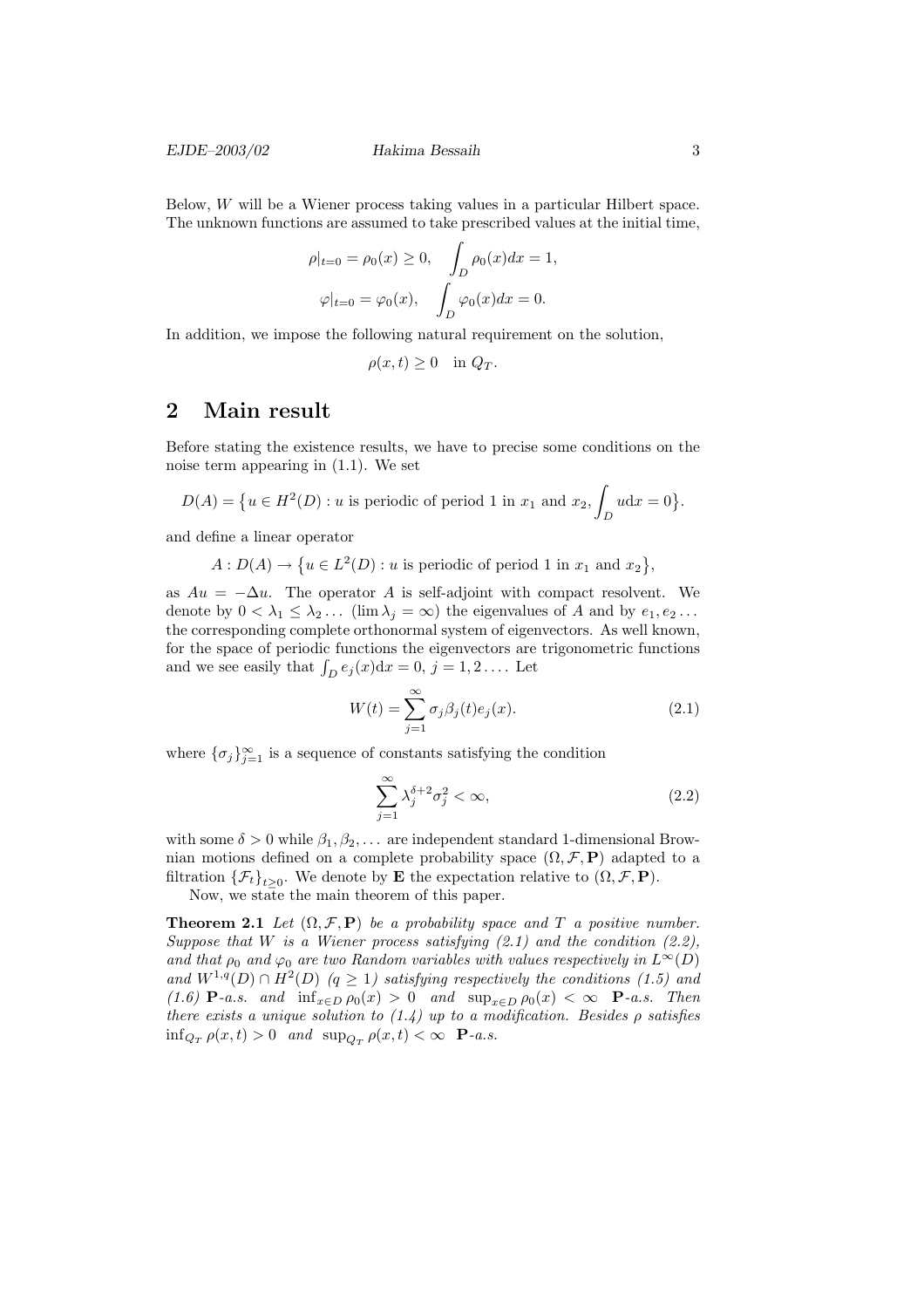Below, $W$ will be a Wiener process taking values in a particular Hilbert space. The unknown functions are assumed to take prescribed values at the initial time,

$$\rho|_{t=0} = \rho_0(x) \geq 0, \quad \int_D \rho_0(x)dx = 1,$$

$$\varphi|_{t=0} = \varphi_0(x), \quad \int_D \varphi_0(x)dx = 0.$$

In addition, we impose the following natural requirement on the solution,

$$\rho(x,t) \geq 0 \quad \text{in } Q_T.$$

## 2 Main result

Before stating the existence results, we have to precise some conditions on the noise term appearing in (1.1). We set

$$D(A) = \{u \in H^2(D) : u \text{ is periodic of period 1 in } x_1 \text{ and } x_2, \int_D u \mathrm{d}x = 0\}.$$

and define a linear operator

$$A : D(A) \to \{u \in L^2(D) : u \text{ is periodic of period 1 in } x_1 \text{ and } x_2\},$$

as $Au = -\Delta u$. The operator $A$ is self-adjoint with compact resolvent. We denote by $0 < \lambda_1 \leq \lambda_2 \dots$ ($\lim \lambda_j = \infty$) the eigenvalues of $A$ and by $e_1, e_2 \dots$ the corresponding complete orthonormal system of eigenvectors. As well known, for the space of periodic functions the eigenvectors are trigonometric functions and we see easily that $\int_D e_j(x)\mathrm{d}x = 0$, $j = 1, 2 \dots$. Let

$$W(t) = \sum_{j=1}^{\infty} \sigma_j \beta_j(t) e_j(x). \tag{2.1}$$

where $\{\sigma_j\}_{j=1}^{\infty}$ is a sequence of constants satisfying the condition

$$\sum_{j=1}^{\infty} \lambda_j^{\delta+2} \sigma_j^2 < \infty, \tag{2.2}$$

with some $\delta > 0$ while $\beta_1, \beta_2, \dots$ are independent standard 1-dimensional Brownian motions defined on a complete probability space $(\Omega, \mathcal{F}, \mathbf{P})$ adapted to a filtration $\{\mathcal{F}_t\}_{t \geq 0}$. We denote by $\mathbf{E}$ the expectation relative to $(\Omega, \mathcal{F}, \mathbf{P})$.

Now, we state the main theorem of this paper.

**Theorem 2.1** *Let $(\Omega, \mathcal{F}, \mathbf{P})$ be a probability space and $T$ a positive number. Suppose that $W$ is a Wiener process satisfying (2.1) and the condition (2.2), and that $\rho_0$ and $\varphi_0$ are two Random variables with values respectively in $L^\infty(D)$ and $W^{1,q}(D) \cap H^2(D)$ ($q \geq 1$) satisfying respectively the conditions (1.5) and (1.6) $\mathbf{P}$-a.s. and $\inf_{x \in D} \rho_0(x) > 0$ and $\sup_{x \in D} \rho_0(x) < \infty$ $\mathbf{P}$-a.s. Then there exists a unique solution to (1.4) up to a modification. Besides $\rho$ satisfies $\inf_{Q_T} \rho(x,t) > 0$ and $\sup_{Q_T} \rho(x,t) < \infty$ $\mathbf{P}$-a.s.*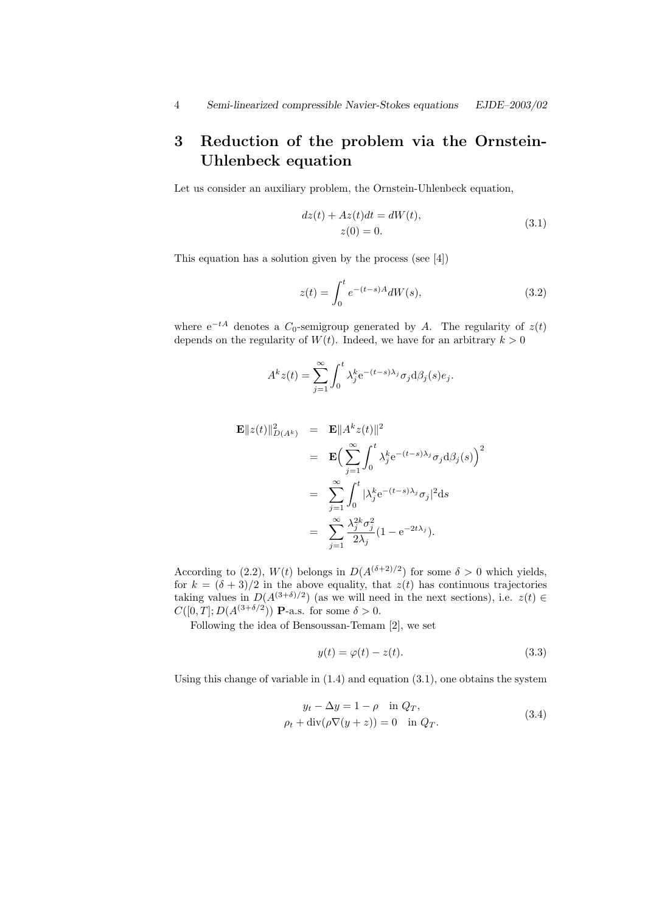## 3 Reduction of the problem via the Ornstein-Uhlenbeck equation

Let us consider an auxiliary problem, the Ornstein-Uhlenbeck equation,

$$
\begin{aligned}
dz(t) + Az(t)dt &= dW(t), \\
z(0) &= 0.
\end{aligned}
\tag{3.1}
$$

This equation has a solution given by the process (see [4])

$$
z(t) = \int_0^t e^{-(t-s)A} dW(s), \tag{3.2}
$$

where $e^{-tA}$ denotes a $C_0$-semigroup generated by $A$. The regularity of $z(t)$ depends on the regularity of $W(t)$. Indeed, we have for an arbitrary $k > 0$

$$
A^k z(t) = \sum_{j=1}^{\infty} \int_0^t \lambda_j^k e^{-(t-s)\lambda_j} \sigma_j d\beta_j(s) e_j.
$$

$$
\begin{aligned}
\mathbf{E}\|z(t)\|^2_{D(A^k)} &= \mathbf{E}\|A^k z(t)\|^2 \\
&= \mathbf{E}\Big( \sum_{j=1}^{\infty} \int_0^t \lambda_j^k e^{-(t-s)\lambda_j} \sigma_j d\beta_j(s) \Big)^2 \\
&= \sum_{j=1}^{\infty} \int_0^t |\lambda_j^k e^{-(t-s)\lambda_j} \sigma_j|^2 ds \\
&= \sum_{j=1}^{\infty} \frac{\lambda_j^{2k} \sigma_j^2}{2\lambda_j} (1 - e^{-2t\lambda_j}).
\end{aligned}
$$

According to (2.2), $W(t)$ belongs in $D(A^{(\delta+2)/2})$ for some $\delta > 0$ which yields, for $k = (\delta + 3)/2$ in the above equality, that $z(t)$ has continuous trajectories taking values in $D(A^{(3+\delta)/2})$ (as we will need in the next sections), i.e. $z(t) \in C([0,T]; D(A^{(3+\delta/2)}))$ $\mathbf{P}$-a.s. for some $\delta > 0$.

Following the idea of Bensoussan-Temam [2], we set

$$
y(t) = \varphi(t) - z(t). \tag{3.3}
$$

Using this change of variable in (1.4) and equation (3.1), one obtains the system

$$
\begin{aligned}
y_t - \Delta y &= 1 - \rho \quad \text{in } Q_T, \\
\rho_t + \operatorname{div}(\rho \nabla(y + z)) &= 0 \quad \text{in } Q_T.
\end{aligned}
\tag{3.4}
$$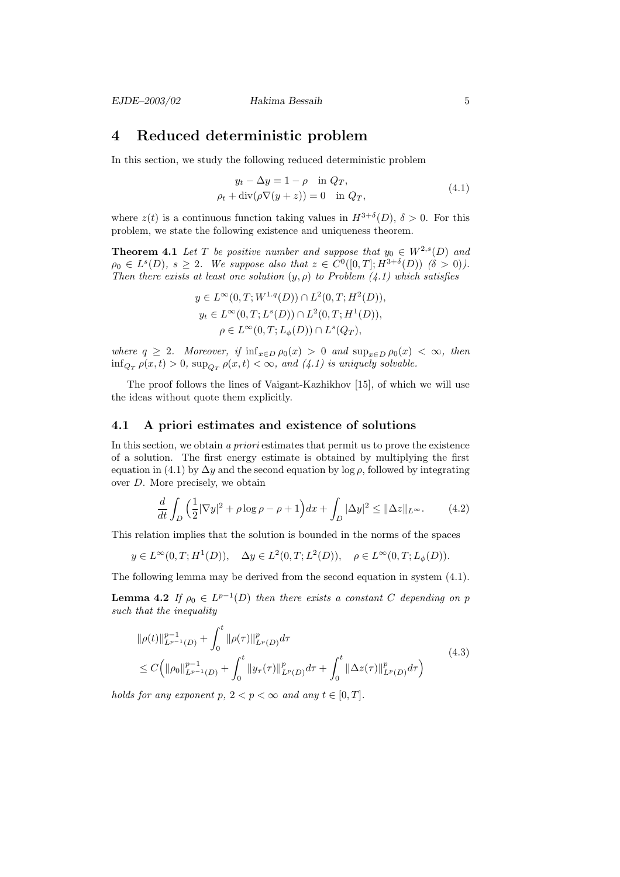# 4 Reduced deterministic problem

In this section, we study the following reduced deterministic problem

$$
\begin{aligned}
y_t - \Delta y &= 1 - \rho \quad \text{in } Q_T, \\
\rho_t + \operatorname{div}(\rho \nabla (y + z)) &= 0 \quad \text{in } Q_T,
\end{aligned}
\tag{4.1}
$$

where $z(t)$ is a continuous function taking values in $H^{3+\delta}(D)$, $\delta > 0$. For this problem, we state the following existence and uniqueness theorem.

**Theorem 4.1** *Let $T$ be positive number and suppose that $y_0 \in W^{2,s}(D)$ and $\rho_0 \in L^s(D)$, $s \geq 2$. We suppose also that $z \in C^0([0,T]; H^{3+\delta}(D))$ ($\delta > 0$)). Then there exists at least one solution $(y, \rho)$ to Problem (4.1) which satisfies*

$$
\begin{gathered}
y \in L^\infty(0,T; W^{1.q}(D)) \cap L^2(0,T; H^2(D)), \\
y_t \in L^\infty(0,T; L^s(D)) \cap L^2(0,T; H^1(D)), \\
\rho \in L^\infty(0,T; L_\phi(D)) \cap L^s(Q_T),
\end{gathered}
$$

*where $q \geq 2$. Moreover, if $\inf_{x \in D} \rho_0(x) > 0$ and $\sup_{x \in D} \rho_0(x) < \infty$, then $\inf_{Q_T} \rho(x,t) > 0$, $\sup_{Q_T} \rho(x,t) < \infty$, and (4.1) is uniquely solvable.*

The proof follows the lines of Vaigant-Kazhikhov [15], of which we will use the ideas without quote them explicitly.

## 4.1 A priori estimates and existence of solutions

In this section, we obtain *a priori* estimates that permit us to prove the existence of a solution. The first energy estimate is obtained by multiplying the first equation in (4.1) by $\Delta y$ and the second equation by $\log \rho$, followed by integrating over $D$. More precisely, we obtain

$$
\frac{d}{dt} \int_D \Big( \frac{1}{2} |\nabla y|^2 + \rho \log \rho - \rho + 1 \Big) dx + \int_D |\Delta y|^2 \leq \|\Delta z\|_{L^\infty}. \tag{4.2}
$$

This relation implies that the solution is bounded in the norms of the spaces

$$
y \in L^\infty(0,T; H^1(D)), \quad \Delta y \in L^2(0,T; L^2(D)), \quad \rho \in L^\infty(0,T; L_\phi(D)).
$$

The following lemma may be derived from the second equation in system (4.1).

**Lemma 4.2** *If $\rho_0 \in L^{p-1}(D)$ then there exists a constant $C$ depending on $p$ such that the inequality*

$$
\begin{aligned}
&\|\rho(t)\|_{L^{p-1}(D)}^{p-1} + \int_0^t \|\rho(\tau)\|_{L^p(D)}^p d\tau \\
&\leq C \Big( \|\rho_0\|_{L^{p-1}(D)}^{p-1} + \int_0^t \|y_\tau(\tau)\|_{L^p(D)}^p d\tau + \int_0^t \|\Delta z(\tau)\|_{L^p(D)}^p d\tau \Big)
\end{aligned}
\tag{4.3}
$$

*holds for any exponent $p$, $2 < p < \infty$ and any $t \in [0,T]$.*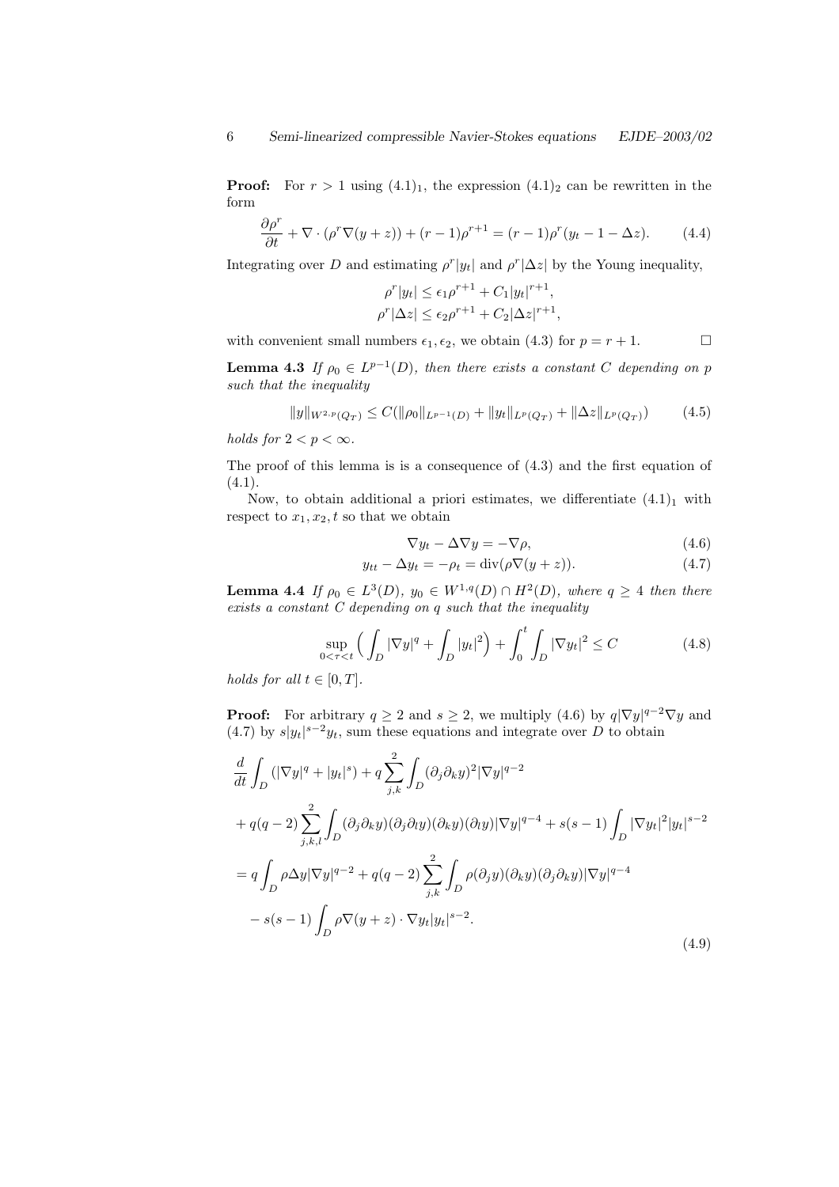**Proof:** For $r > 1$ using $(4.1)_1$, the expression $(4.1)_2$ can be rewritten in the form

$$\frac{\partial \rho^r}{\partial t} + \nabla \cdot (\rho^r \nabla(y+z)) + (r-1)\rho^{r+1} = (r-1)\rho^r(y_t - 1 - \Delta z). \tag{4.4}$$

Integrating over $D$ and estimating $\rho^r|y_t|$ and $\rho^r|\Delta z|$ by the Young inequality,

$$\begin{aligned}
\rho^r|y_t| &\le \epsilon_1 \rho^{r+1} + C_1|y_t|^{r+1}, \\
\rho^r|\Delta z| &\le \epsilon_2 \rho^{r+1} + C_2|\Delta z|^{r+1},
\end{aligned}$$

with convenient small numbers $\epsilon_1, \epsilon_2$, we obtain (4.3) for $p = r+1$. $\square$

**Lemma 4.3** *If $\rho_0 \in L^{p-1}(D)$, then there exists a constant $C$ depending on $p$ such that the inequality*

$$\|y\|_{W^{2,p}(Q_T)} \le C(\|\rho_0\|_{L^{p-1}(D)} + \|y_t\|_{L^p(Q_T)} + \|\Delta z\|_{L^p(Q_T)}) \tag{4.5}$$

*holds for $2 < p < \infty$.*

The proof of this lemma is is a consequence of (4.3) and the first equation of (4.1).

Now, to obtain additional a priori estimates, we differentiate $(4.1)_1$ with respect to $x_1, x_2, t$ so that we obtain

$$\nabla y_t - \Delta \nabla y = -\nabla \rho, \tag{4.6}$$

$$y_{tt} - \Delta y_t = -\rho_t = \operatorname{div}(\rho \nabla(y+z)). \tag{4.7}$$

**Lemma 4.4** *If $\rho_0 \in L^3(D)$, $y_0 \in W^{1,q}(D) \cap H^2(D)$, where $q \ge 4$ then there exists a constant $C$ depending on $q$ such that the inequality*

$$\sup_{0<\tau<t} \Big( \int_D |\nabla y|^q + \int_D |y_t|^2 \Big) + \int_0^t \int_D |\nabla y_t|^2 \le C \tag{4.8}$$

*holds for all $t \in [0,T]$.*

**Proof:** For arbitrary $q \ge 2$ and $s \ge 2$, we multiply (4.6) by $q|\nabla y|^{q-2}\nabla y$ and (4.7) by $s|y_t|^{s-2}y_t$, sum these equations and integrate over $D$ to obtain

$$\begin{aligned}
&\frac{d}{dt}\int_D (|\nabla y|^q + |y_t|^s) + q\sum_{j,k}^{2} \int_D (\partial_j \partial_k y)^2 |\nabla y|^{q-2} \\
&+ q(q-2)\sum_{j,k,l}^{2} \int_D (\partial_j \partial_k y)(\partial_j \partial_l y)(\partial_k y)(\partial_l y)|\nabla y|^{q-4} + s(s-1)\int_D |\nabla y_t|^2 |y_t|^{s-2} \\
&= q\int_D \rho \Delta y |\nabla y|^{q-2} + q(q-2)\sum_{j,k}^{2} \int_D \rho(\partial_j y)(\partial_k y)(\partial_j \partial_k y)|\nabla y|^{q-4} \\
&\quad - s(s-1)\int_D \rho \nabla(y+z)\cdot \nabla y_t |y_t|^{s-2}.
\end{aligned} \tag{4.9}$$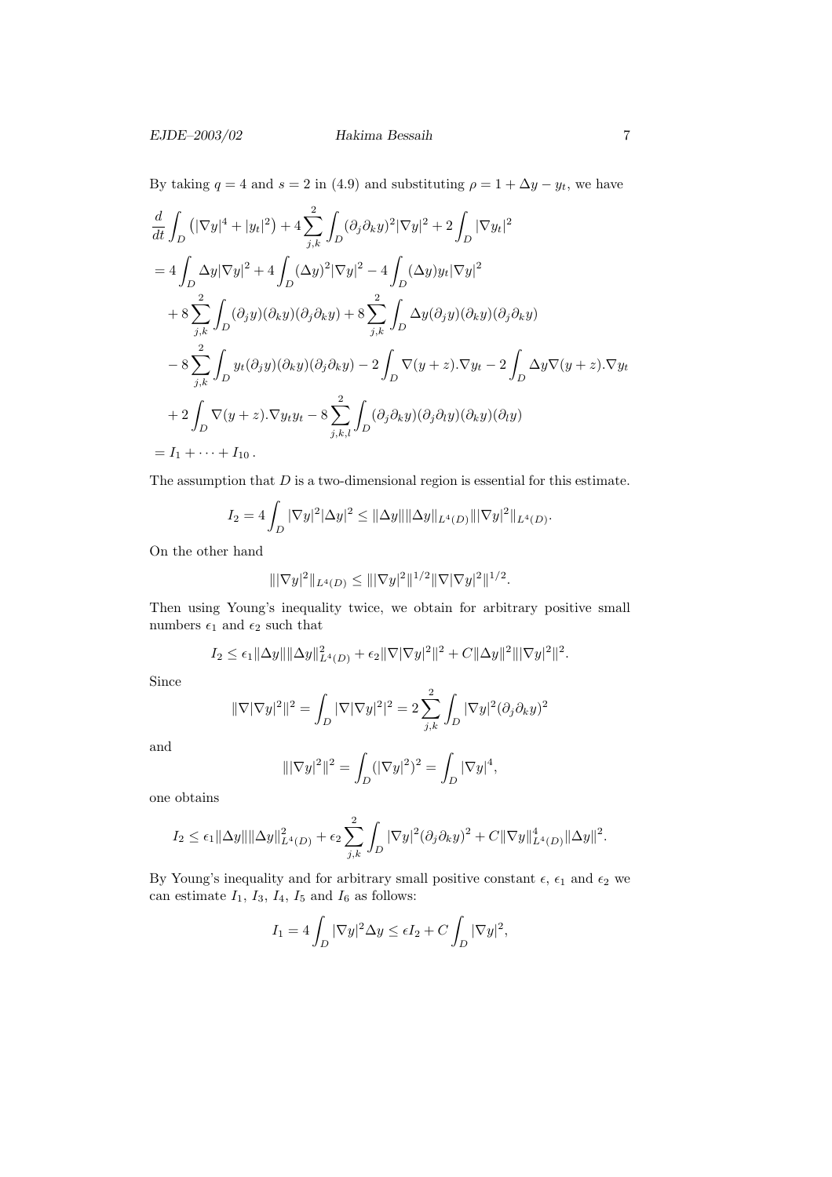By taking $q = 4$ and $s = 2$ in (4.9) and substituting $\rho = 1 + \Delta y - y_t$, we have

$$
\begin{aligned}
&\frac{d}{dt}\int_D \left(|\nabla y|^4 + |y_t|^2\right) + 4\sum_{j,k}^{2}\int_D (\partial_j\partial_k y)^2|\nabla y|^2 + 2\int_D |\nabla y_t|^2 \\
&= 4\int_D \Delta y|\nabla y|^2 + 4\int_D (\Delta y)^2|\nabla y|^2 - 4\int_D (\Delta y)y_t|\nabla y|^2 \\
&\quad + 8\sum_{j,k}^{2}\int_D (\partial_j y)(\partial_k y)(\partial_j\partial_k y) + 8\sum_{j,k}^{2}\int_D \Delta y(\partial_j y)(\partial_k y)(\partial_j\partial_k y) \\
&\quad - 8\sum_{j,k}^{2}\int_D y_t(\partial_j y)(\partial_k y)(\partial_j\partial_k y) - 2\int_D \nabla(y+z).\nabla y_t - 2\int_D \Delta y\nabla(y+z).\nabla y_t \\
&\quad + 2\int_D \nabla(y+z).\nabla y_t y_t - 8\sum_{j,k,l}^{2}\int_D (\partial_j\partial_k y)(\partial_j\partial_l y)(\partial_k y)(\partial_l y) \\
&= I_1 + \cdots + I_{10}\,.
\end{aligned}
$$

The assumption that $D$ is a two-dimensional region is essential for this estimate.

$$
I_2 = 4\int_D |\nabla y|^2|\Delta y|^2 \le \|\Delta y\|\|\Delta y\|_{L^4(D)}\||\nabla y|^2\|_{L^4(D)}.
$$

On the other hand

$$
\||\nabla y|^2\|_{L^4(D)} \le \||\nabla y|^2\|^{1/2}\|\nabla|\nabla y|^2\|^{1/2}.
$$

Then using Young's inequality twice, we obtain for arbitrary positive small numbers $\epsilon_1$ and $\epsilon_2$ such that

$$
I_2 \le \epsilon_1\|\Delta y\|\|\Delta y\|^2_{L^4(D)} + \epsilon_2\|\nabla|\nabla y|^2\|^2 + C\|\Delta y\|^2\||\nabla y|^2\|^2.
$$

Since

$$
\|\nabla|\nabla y|^2\|^2 = \int_D |\nabla|\nabla y|^2|^2 = 2\sum_{j,k}^{2}\int_D |\nabla y|^2(\partial_j\partial_k y)^2
$$

and

$$
\||\nabla y|^2\|^2 = \int_D (|\nabla y|^2)^2 = \int_D |\nabla y|^4,
$$

one obtains

$$
I_2 \le \epsilon_1\|\Delta y\|\|\Delta y\|^2_{L^4(D)} + \epsilon_2\sum_{j,k}^{2}\int_D |\nabla y|^2(\partial_j\partial_k y)^2 + C\|\nabla y\|^4_{L^4(D)}\|\Delta y\|^2.
$$

By Young's inequality and for arbitrary small positive constant $\epsilon$, $\epsilon_1$ and $\epsilon_2$ we can estimate $I_1$, $I_3$, $I_4$, $I_5$ and $I_6$ as follows:

$$
I_1 = 4\int_D |\nabla y|^2\Delta y \le \epsilon I_2 + C\int_D |\nabla y|^2,
$$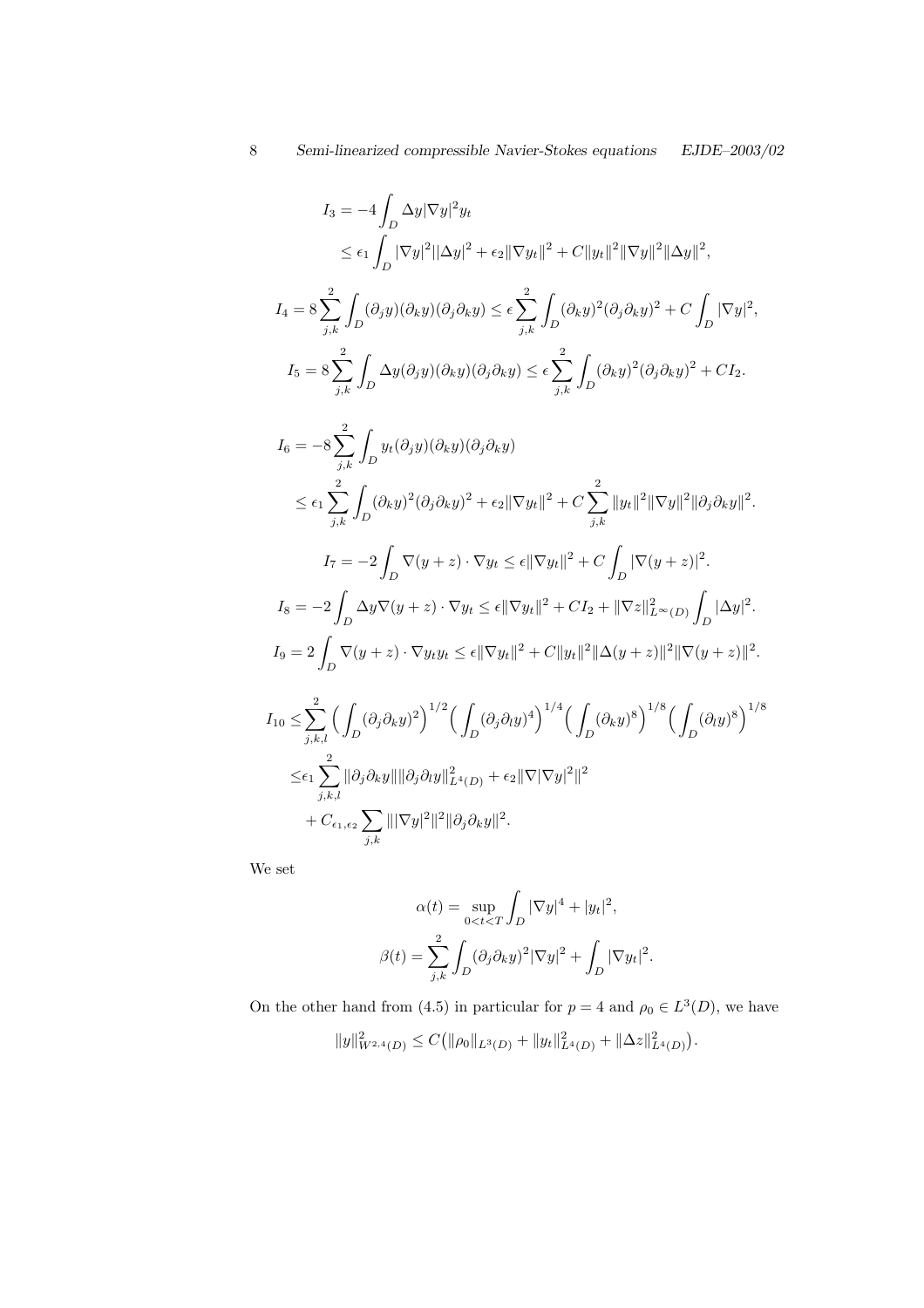$$
\begin{aligned}
I_3 &= -4\int_D \Delta y|\nabla y|^2 y_t \\
&\le \epsilon_1 \int_D |\nabla y|^2||\Delta y|^2 + \epsilon_2\|\nabla y_t\|^2 + C\|y_t\|^2\|\nabla y\|^2\|\Delta y\|^2,
\end{aligned}
$$

$$
I_4 = 8\sum_{j,k}^{2}\int_D (\partial_j y)(\partial_k y)(\partial_j\partial_k y) \le \epsilon \sum_{j,k}^{2}\int_D (\partial_k y)^2(\partial_j\partial_k y)^2 + C\int_D |\nabla y|^2,
$$

$$
I_5 = 8\sum_{j,k}^{2}\int_D \Delta y(\partial_j y)(\partial_k y)(\partial_j\partial_k y) \le \epsilon \sum_{j,k}^{2}\int_D (\partial_k y)^2(\partial_j\partial_k y)^2 + CI_2.
$$

$$
\begin{aligned}
I_6 &= -8\sum_{j,k}^{2}\int_D y_t(\partial_j y)(\partial_k y)(\partial_j\partial_k y) \\
&\le \epsilon_1 \sum_{j,k}^{2}\int_D (\partial_k y)^2(\partial_j\partial_k y)^2 + \epsilon_2\|\nabla y_t\|^2 + C\sum_{j,k}^{2}\|y_t\|^2\|\nabla y\|^2\|\partial_j\partial_k y\|^2.
\end{aligned}
$$

$$
I_7 = -2\int_D \nabla(y+z)\cdot\nabla y_t \le \epsilon\|\nabla y_t\|^2 + C\int_D |\nabla(y+z)|^2.
$$

$$
I_8 = -2\int_D \Delta y\nabla(y+z)\cdot\nabla y_t \le \epsilon\|\nabla y_t\|^2 + CI_2 + \|\nabla z\|^2_{L^\infty(D)}\int_D |\Delta y|^2.
$$

$$
I_9 = 2\int_D \nabla(y+z)\cdot\nabla y_t y_t \le \epsilon\|\nabla y_t\|^2 + C\|y_t\|^2\|\Delta(y+z)\|^2\|\nabla(y+z)\|^2.
$$

$$
\begin{aligned}
I_{10} \le& \sum_{j,k,l}^{2}\Big(\int_D (\partial_j\partial_k y)^2\Big)^{1/2}\Big(\int_D (\partial_j\partial_l y)^4\Big)^{1/4}\Big(\int_D (\partial_k y)^8\Big)^{1/8}\Big(\int_D (\partial_l y)^8\Big)^{1/8} \\
\le& \epsilon_1 \sum_{j,k,l}^{2}\|\partial_j\partial_k y\|\|\partial_j\partial_l y\|^2_{L^4(D)} + \epsilon_2\|\nabla|\nabla y|^2\|^2 \\
&+ C_{\epsilon_1,\epsilon_2}\sum_{j,k}\||\nabla y|^2\|^2\|\partial_j\partial_k y\|^2.
\end{aligned}
$$

We set

$$
\alpha(t) = \sup_{0<t<T}\int_D |\nabla y|^4 + |y_t|^2,
$$

$$
\beta(t) = \sum_{j,k}^{2}\int_D (\partial_j\partial_k y)^2|\nabla y|^2 + \int_D |\nabla y_t|^2.
$$

On the other hand from (4.5) in particular for $p=4$ and $\rho_0 \in L^3(D)$, we have

$$
\|y\|^2_{W^{2,4}(D)} \le C\big(\|\rho_0\|_{L^3(D)} + \|y_t\|^2_{L^4(D)} + \|\Delta z\|^2_{L^4(D)}\big).
$$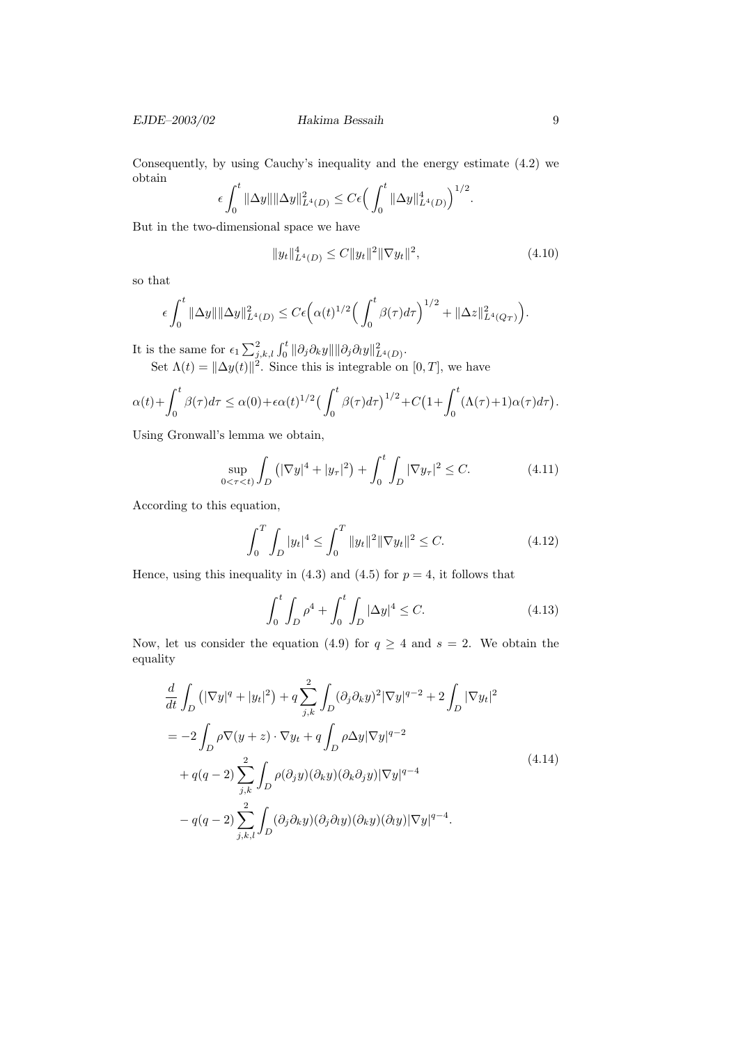Consequently, by using Cauchy's inequality and the energy estimate (4.2) we obtain

$$\epsilon \int_0^t \|\Delta y\| \|\Delta y\|_{L^4(D)}^2 \leq C\epsilon \Big( \int_0^t \|\Delta y\|_{L^4(D)}^4 \Big)^{1/2}.$$

But in the two-dimensional space we have

$$\|y_t\|_{L^4(D)}^4 \leq C\|y_t\|^2 \|\nabla y_t\|^2, \tag{4.10}$$

so that

$$\epsilon \int_0^t \|\Delta y\| \|\Delta y\|_{L^4(D)}^2 \leq C\epsilon \Big( \alpha(t)^{1/2} \Big( \int_0^t \beta(\tau) d\tau \Big)^{1/2} + \|\Delta z\|_{L^4(Q_T)}^2 \Big).$$

It is the same for $\epsilon_1 \sum_{j,k,l}^2 \int_0^t \|\partial_j \partial_k y\| \|\partial_j \partial_l y\|_{L^4(D)}^2$.

Set $\Lambda(t) = \|\Delta y(t)\|^2$. Since this is integrable on $[0, T]$, we have

$$\alpha(t) + \int_0^t \beta(\tau) d\tau \leq \alpha(0) + \epsilon \alpha(t)^{1/2} \Big( \int_0^t \beta(\tau) d\tau \Big)^{1/2} + C\Big(1 + \int_0^t (\Lambda(\tau)+1)\alpha(\tau) d\tau \Big).$$

Using Gronwall's lemma we obtain,

$$\sup_{0<\tau<t)} \int_D \big( |\nabla y|^4 + |y_\tau|^2 \big) + \int_0^t \int_D |\nabla y_\tau|^2 \leq C. \tag{4.11}$$

According to this equation,

$$\int_0^T \int_D |y_t|^4 \leq \int_0^T \|y_t\|^2 \|\nabla y_t\|^2 \leq C. \tag{4.12}$$

Hence, using this inequality in (4.3) and (4.5) for $p = 4$, it follows that

$$\int_0^t \int_D \rho^4 + \int_0^t \int_D |\Delta y|^4 \leq C. \tag{4.13}$$

Now, let us consider the equation (4.9) for $q \geq 4$ and $s = 2$. We obtain the equality

$$\begin{aligned}
&\frac{d}{dt} \int_D \big( |\nabla y|^q + |y_t|^2 \big) + q \sum_{j,k}^2 \int_D (\partial_j \partial_k y)^2 |\nabla y|^{q-2} + 2 \int_D |\nabla y_t|^2 \\
&= -2 \int_D \rho \nabla (y + z) \cdot \nabla y_t + q \int_D \rho \Delta y |\nabla y|^{q-2} \\
&\quad + q(q-2) \sum_{j,k}^2 \int_D \rho (\partial_j y)(\partial_k y)(\partial_k \partial_j y) |\nabla y|^{q-4} \\
&\quad - q(q-2) \sum_{j,k,l}^2 \int_D (\partial_j \partial_k y)(\partial_j \partial_l y)(\partial_k y)(\partial_l y) |\nabla y|^{q-4}.
\end{aligned} \tag{4.14}$$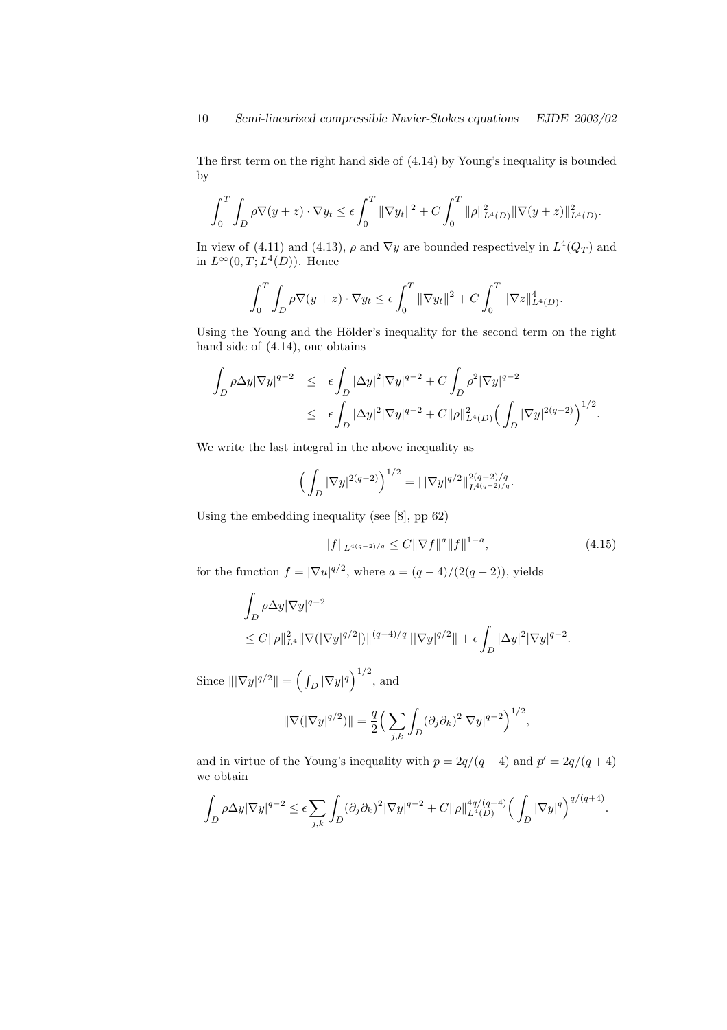The first term on the right hand side of (4.14) by Young's inequality is bounded by

$$\int_0^T \int_D \rho \nabla(y+z) \cdot \nabla y_t \le \epsilon \int_0^T \|\nabla y_t\|^2 + C \int_0^T \|\rho\|^2_{L^4(D)} \|\nabla(y+z)\|^2_{L^4(D)}.$$

In view of (4.11) and (4.13), $\rho$ and $\nabla y$ are bounded respectively in $L^4(Q_T)$ and in $L^\infty(0,T;L^4(D))$. Hence

$$\int_0^T \int_D \rho \nabla(y+z) \cdot \nabla y_t \le \epsilon \int_0^T \|\nabla y_t\|^2 + C \int_0^T \|\nabla z\|^4_{L^4(D)}.$$

Using the Young and the Hölder's inequality for the second term on the right hand side of (4.14), one obtains

$$\begin{aligned}
\int_D \rho \Delta y |\nabla y|^{q-2} &\le \epsilon \int_D |\Delta y|^2 |\nabla y|^{q-2} + C \int_D \rho^2 |\nabla y|^{q-2} \\
&\le \epsilon \int_D |\Delta y|^2 |\nabla y|^{q-2} + C \|\rho\|^2_{L^4(D)} \Big( \int_D |\nabla y|^{2(q-2)} \Big)^{1/2}.
\end{aligned}$$

We write the last integral in the above inequality as

$$\Big( \int_D |\nabla y|^{2(q-2)} \Big)^{1/2} = \||\nabla y|^{q/2}\|^{2(q-2)/q}_{L^{4(q-2)/q}}.$$

Using the embedding inequality (see [8], pp 62)

$$\|f\|_{L^{4(q-2)/q}} \le C \|\nabla f\|^a \|f\|^{1-a}, \tag{4.15}$$

for the function $f = |\nabla u|^{q/2}$, where $a = (q-4)/(2(q-2))$, yields

$$\begin{aligned}
&\int_D \rho \Delta y |\nabla y|^{q-2} \\
&\le C \|\rho\|^2_{L^4} \|\nabla(|\nabla y|^{q/2}|)\|^{(q-4)/q} \||\nabla y|^{q/2}\| + \epsilon \int_D |\Delta y|^2 |\nabla y|^{q-2}.
\end{aligned}$$

Since $\||\nabla y|^{q/2}\| = \Big( \int_D |\nabla y|^q \Big)^{1/2}$, and

$$\|\nabla(|\nabla y|^{q/2})\| = \frac{q}{2} \Big( \sum_{j,k} \int_D (\partial_j \partial_k)^2 |\nabla y|^{q-2} \Big)^{1/2},$$

and in virtue of the Young's inequality with $p = 2q/(q-4)$ and $p' = 2q/(q+4)$ we obtain

$$\int_D \rho \Delta y |\nabla y|^{q-2} \le \epsilon \sum_{j,k} \int_D (\partial_j \partial_k)^2 |\nabla y|^{q-2} + C \|\rho\|^{4q/(q+4)}_{L^4(D)} \Big( \int_D |\nabla y|^q \Big)^{q/(q+4)}.$$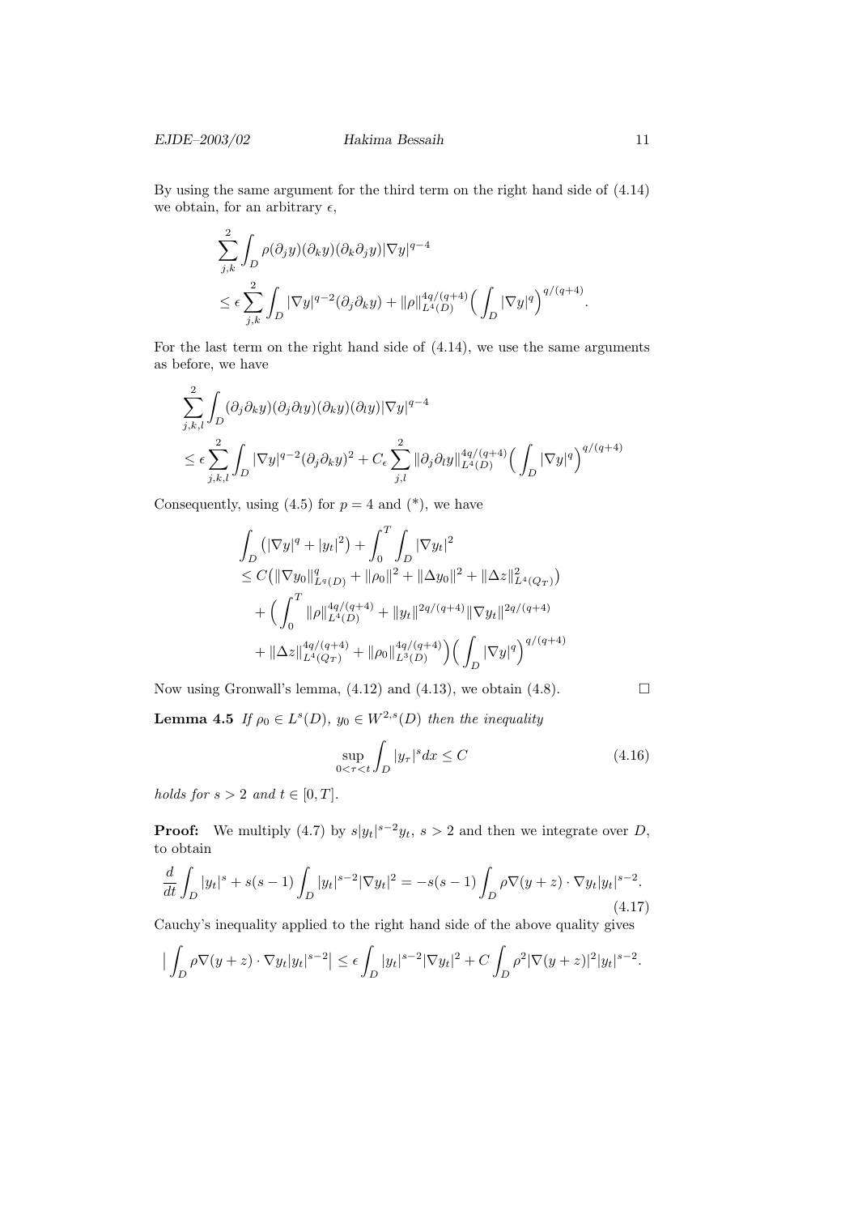By using the same argument for the third term on the right hand side of (4.14) we obtain, for an arbitrary $\epsilon$,

$$
\begin{aligned}
&\sum_{j,k}^{2} \int_D \rho (\partial_j y)(\partial_k y)(\partial_k \partial_j y) |\nabla y|^{q-4} \\
&\le \epsilon \sum_{j,k}^{2} \int_D |\nabla y|^{q-2} (\partial_j \partial_k y) + \|\rho\|_{L^4(D)}^{4q/(q+4)} \Big( \int_D |\nabla y|^q \Big)^{q/(q+4)}.
\end{aligned}
$$

For the last term on the right hand side of (4.14), we use the same arguments as before, we have

$$
\begin{aligned}
&\sum_{j,k,l}^{2} \int_D (\partial_j \partial_k y)(\partial_j \partial_l y)(\partial_k y)(\partial_l y) |\nabla y|^{q-4} \\
&\le \epsilon \sum_{j,k,l}^{2} \int_D |\nabla y|^{q-2} (\partial_j \partial_k y)^2 + C_\epsilon \sum_{j,l}^{2} \|\partial_j \partial_l y\|_{L^4(D)}^{4q/(q+4)} \Big( \int_D |\nabla y|^q \Big)^{q/(q+4)}
\end{aligned}
$$

Consequently, using (4.5) for $p = 4$ and (\*), we have

$$
\begin{aligned}
&\int_D \big( |\nabla y|^q + |y_t|^2 \big) + \int_0^T \int_D |\nabla y_t|^2 \\
&\le C \big( \|\nabla y_0\|_{L^q(D)}^q + \|\rho_0\|^2 + \|\Delta y_0\|^2 + \|\Delta z\|_{L^4(Q_T)}^2 \big) \\
&\quad + \Big( \int_0^T \|\rho\|_{L^4(D)}^{4q/(q+4)} + \|y_t\|^{2q/(q+4)} \|\nabla y_t\|^{2q/(q+4)} \\
&\quad + \|\Delta z\|_{L^4(Q_T)}^{4q/(q+4)} + \|\rho_0\|_{L^3(D)}^{4q/(q+4)} \Big) \Big( \int_D |\nabla y|^q \Big)^{q/(q+4)}
\end{aligned}
$$

Now using Gronwall's lemma, (4.12) and (4.13), we obtain (4.8). $\square$

**Lemma 4.5** *If $\rho_0 \in L^s(D)$, $y_0 \in W^{2,s}(D)$ then the inequality*

$$
\sup_{0<\tau<t} \int_D |y_\tau|^s dx \le C \tag{4.16}
$$

*holds for $s > 2$ and $t \in [0, T]$.*

**Proof:** We multiply (4.7) by $s|y_t|^{s-2} y_t$, $s > 2$ and then we integrate over $D$, to obtain

$$
\frac{d}{dt} \int_D |y_t|^s + s(s-1) \int_D |y_t|^{s-2} |\nabla y_t|^2 = -s(s-1) \int_D \rho \nabla (y+z) \cdot \nabla y_t |y_t|^{s-2}. \tag{4.17}
$$

Cauchy's inequality applied to the right hand side of the above quality gives

$$
\Big| \int_D \rho \nabla(y+z) \cdot \nabla y_t |y_t|^{s-2} \Big| \le \epsilon \int_D |y_t|^{s-2} |\nabla y_t|^2 + C \int_D \rho^2 |\nabla(y+z)|^2 |y_t|^{s-2}.
$$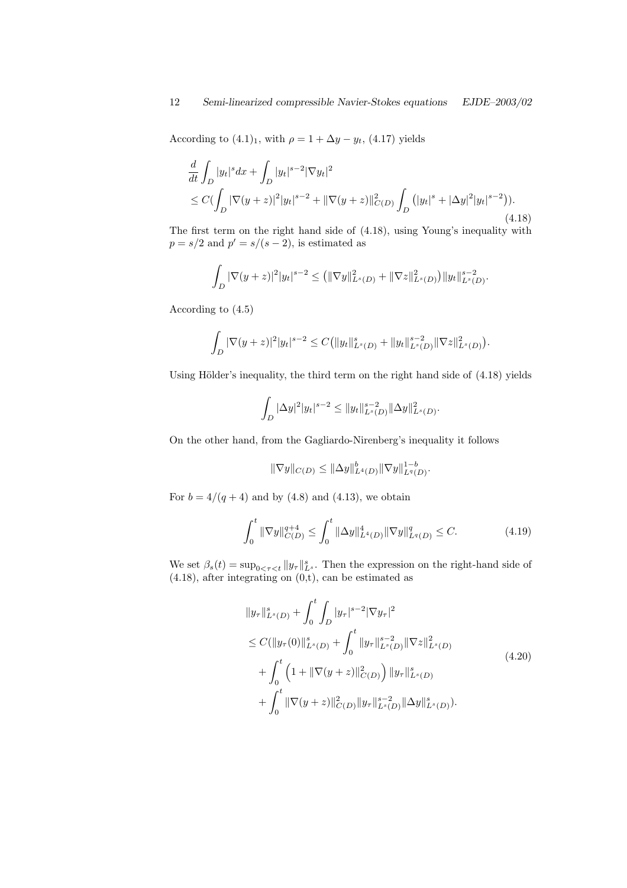According to $(4.1)_1$, with $\rho = 1 + \Delta y - y_t$, (4.17) yields

$$
\begin{aligned}
&\frac{d}{dt}\int_D |y_t|^s dx + \int_D |y_t|^{s-2}|\nabla y_t|^2 \\
&\le C\Big(\int_D |\nabla(y+z)|^2|y_t|^{s-2} + \|\nabla(y+z)\|^2_{C(D)} \int_D \big(|y_t|^s + |\Delta y|^2|y_t|^{s-2}\big)\Big).
\end{aligned}
\tag{4.18}
$$

The first term on the right hand side of (4.18), using Young's inequality with $p = s/2$ and $p' = s/(s-2)$, is estimated as

$$
\int_D |\nabla(y+z)|^2|y_t|^{s-2} \le \big(\|\nabla y\|^2_{L^s(D)} + \|\nabla z\|^2_{L^s(D)}\big)\|y_t\|^{s-2}_{L^s(D)}.
$$

According to (4.5)

$$
\int_D |\nabla(y+z)|^2|y_t|^{s-2} \le C\big(\|y_t\|^s_{L^s(D)} + \|y_t\|^{s-2}_{L^s(D)}\|\nabla z\|^2_{L^s(D)}\big).
$$

Using Hölder's inequality, the third term on the right hand side of (4.18) yields

$$
\int_D |\Delta y|^2|y_t|^{s-2} \le \|y_t\|^{s-2}_{L^s(D)}\|\Delta y\|^2_{L^s(D)}.
$$

On the other hand, from the Gagliardo-Nirenberg's inequality it follows

$$
\|\nabla y\|_{C(D)} \le \|\Delta y\|^b_{L^4(D)}\|\nabla y\|^{1-b}_{L^q(D)}.
$$

For $b = 4/(q+4)$ and by (4.8) and (4.13), we obtain

$$
\int_0^t \|\nabla y\|^{q+4}_{C(D)} \le \int_0^t \|\Delta y\|^4_{L^4(D)}\|\nabla y\|^q_{L^q(D)} \le C. \tag{4.19}
$$

We set $\beta_s(t) = \sup_{0<\tau<t}\|y_\tau\|^s_{L^s}$. Then the expression on the right-hand side of (4.18), after integrating on (0,t), can be estimated as

$$
\begin{aligned}
&\|y_\tau\|^s_{L^s(D)} + \int_0^t\int_D |y_\tau|^{s-2}|\nabla y_\tau|^2 \\
&\le C\big(\|y_\tau(0)\|^s_{L^s(D)} + \int_0^t \|y_\tau\|^{s-2}_{L^s(D)}\|\nabla z\|^2_{L^s(D)} \\
&\quad + \int_0^t \Big(1 + \|\nabla(y+z)\|^2_{C(D)}\Big)\|y_\tau\|^s_{L^s(D)} \\
&\quad + \int_0^t \|\nabla(y+z)\|^2_{C(D)}\|y_\tau\|^{s-2}_{L^s(D)}\|\Delta y\|^s_{L^s(D)}\big).
\end{aligned}
\tag{4.20}
$$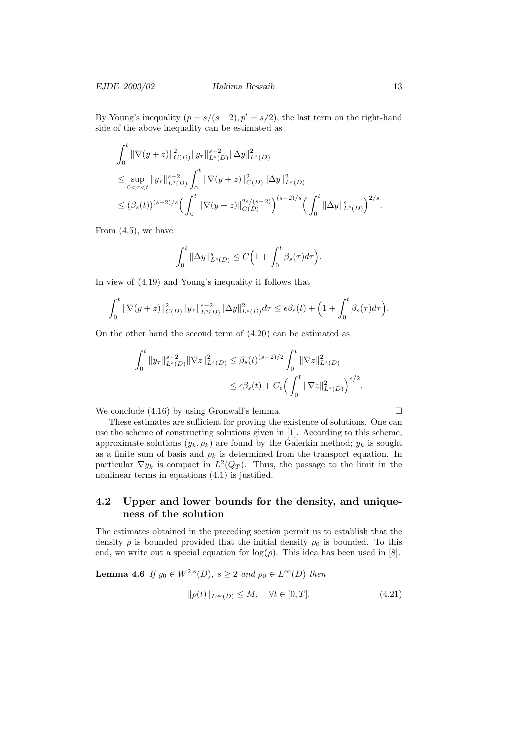By Young's inequality $(p = s/(s-2), p' = s/2)$, the last term on the right-hand side of the above inequality can be estimated as

$$
\begin{aligned}
&\int_0^t \|\nabla(y+z)\|^2_{C(D)} \|y_\tau\|^{s-2}_{L^s(D)} \|\Delta y\|^2_{L^s(D)} \\
&\le \sup_{0<\tau<t} \|y_\tau\|^{s-2}_{L^s(D)} \int_0^t \|\nabla(y+z)\|^2_{C(D)} \|\Delta y\|^2_{L^s(D)} \\
&\le (\beta_s(t))^{(s-2)/s} \Big( \int_0^t \|\nabla(y+z)\|^{2s/(s-2)}_{C(D)} \Big)^{(s-2)/s} \Big( \int_0^t \|\Delta y\|^s_{L^s(D)} \Big)^{2/s}.
\end{aligned}
$$

From (4.5), we have

$$
\int_0^t \|\Delta y\|^s_{L^s(D)} \le C\Big(1 + \int_0^t \beta_s(\tau) d\tau\Big).
$$

In view of (4.19) and Young's inequality it follows that

$$
\int_0^t \|\nabla(y+z)\|^2_{C(D)} \|y_\tau\|^{s-2}_{L^s(D)} \|\Delta y\|^2_{L^s(D)} d\tau \le \epsilon \beta_s(t) + \Big(1 + \int_0^t \beta_s(\tau) d\tau\Big).
$$

On the other hand the second term of (4.20) can be estimated as

$$
\begin{aligned}
\int_0^t \|y_\tau\|^{s-2}_{L^s(D)} \|\nabla z\|^2_{L^s(D)} &\le \beta_s(t)^{(s-2)/2} \int_0^t \|\nabla z\|^2_{L^s(D)} \\
&\le \epsilon \beta_s(t) + C_\epsilon \Big( \int_0^t \|\nabla z\|^2_{L^s(D)} \Big)^{s/2}.
\end{aligned}
$$

We conclude (4.16) by using Gronwall's lemma. □

These estimates are sufficient for proving the existence of solutions. One can use the scheme of constructing solutions given in [1]. According to this scheme, approximate solutions $(y_k, \rho_k)$ are found by the Galerkin method; $y_k$ is sought as a finite sum of basis and $\rho_k$ is determined from the transport equation. In particular $\nabla y_k$ is compact in $L^2(Q_T)$. Thus, the passage to the limit in the nonlinear terms in equations (4.1) is justified.

## 4.2 Upper and lower bounds for the density, and uniqueness of the solution

The estimates obtained in the preceding section permit us to establish that the density $\rho$ is bounded provided that the initial density $\rho_0$ is bounded. To this end, we write out a special equation for $\log(\rho)$. This idea has been used in [8].

**Lemma 4.6** *If $y_0 \in W^{2,s}(D)$, $s \ge 2$ and $\rho_0 \in L^\infty(D)$ then*

$$
\|\rho(t)\|_{L^\infty(D)} \le M, \quad \forall t \in [0,T]. \tag{4.21}
$$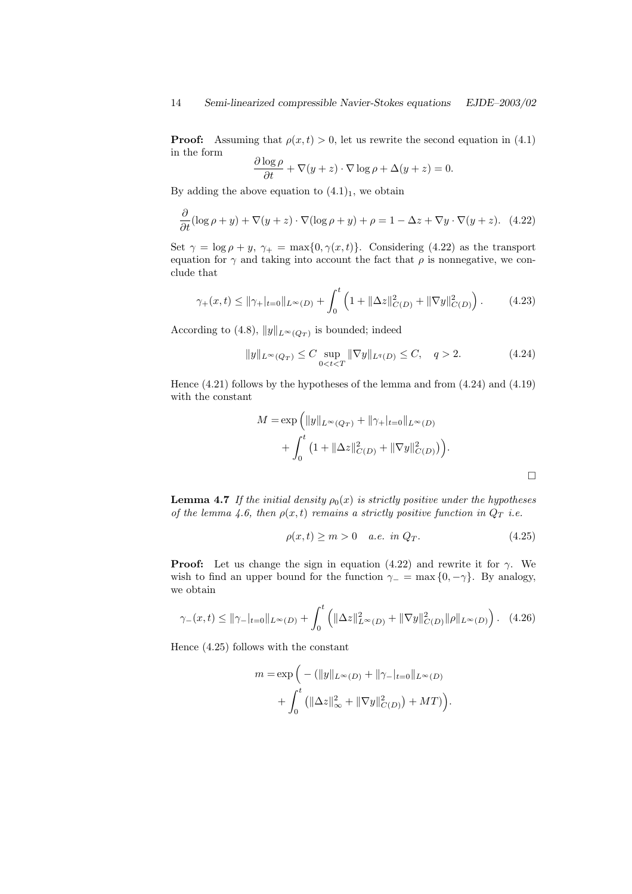**Proof:** Assuming that $\rho(x,t) > 0$, let us rewrite the second equation in (4.1) in the form

$$\frac{\partial \log \rho}{\partial t} + \nabla(y+z) \cdot \nabla \log \rho + \Delta(y+z) = 0.$$

By adding the above equation to $(4.1)_1$, we obtain

$$\frac{\partial}{\partial t}(\log \rho + y) + \nabla(y+z) \cdot \nabla(\log \rho + y) + \rho = 1 - \Delta z + \nabla y \cdot \nabla(y+z). \quad (4.22)$$

Set $\gamma = \log \rho + y$, $\gamma_+ = \max\{0, \gamma(x,t)\}$. Considering (4.22) as the transport equation for $\gamma$ and taking into account the fact that $\rho$ is nonnegative, we conclude that

$$\gamma_+(x,t) \leq \|\gamma_+|_{t=0}\|_{L^\infty(D)} + \int_0^t \Big(1 + \|\Delta z\|^2_{C(D)} + \|\nabla y\|^2_{C(D)}\Big). \quad (4.23)$$

According to (4.8), $\|y\|_{L^\infty(Q_T)}$ is bounded; indeed

$$\|y\|_{L^\infty(Q_T)} \leq C \sup_{0<t<T} \|\nabla y\|_{L^q(D)} \leq C, \quad q > 2. \quad (4.24)$$

Hence (4.21) follows by the hypotheses of the lemma and from (4.24) and (4.19) with the constant

$$M = \exp\Big(\|y\|_{L^\infty(Q_T)} + \|\gamma_+|_{t=0}\|_{L^\infty(D)} + \int_0^t \big(1 + \|\Delta z\|^2_{C(D)} + \|\nabla y\|^2_{C(D)}\big)\Big).$$

$\square$

**Lemma 4.7** *If the initial density $\rho_0(x)$ is strictly positive under the hypotheses of the lemma 4.6, then $\rho(x,t)$ remains a strictly positive function in $Q_T$ i.e.*

$$\rho(x,t) \geq m > 0 \quad a.e. \text{ in } Q_T. \quad (4.25)$$

**Proof:** Let us change the sign in equation (4.22) and rewrite it for $\gamma$. We wish to find an upper bound for the function $\gamma_- = \max\{0, -\gamma\}$. By analogy, we obtain

$$\gamma_-(x,t) \leq \|\gamma_-|_{t=0}\|_{L^\infty(D)} + \int_0^t \Big(\|\Delta z\|^2_{L^\infty(D)} + \|\nabla y\|^2_{C(D)} \|\rho\|_{L^\infty(D)}\Big). \quad (4.26)$$

Hence (4.25) follows with the constant

$$m = \exp\Big(-(\|y\|_{L^\infty(D)} + \|\gamma_-|_{t=0}\|_{L^\infty(D)} + \int_0^t \big(\|\Delta z\|^2_\infty + \|\nabla y\|^2_{C(D)}\big) + MT)\Big).$$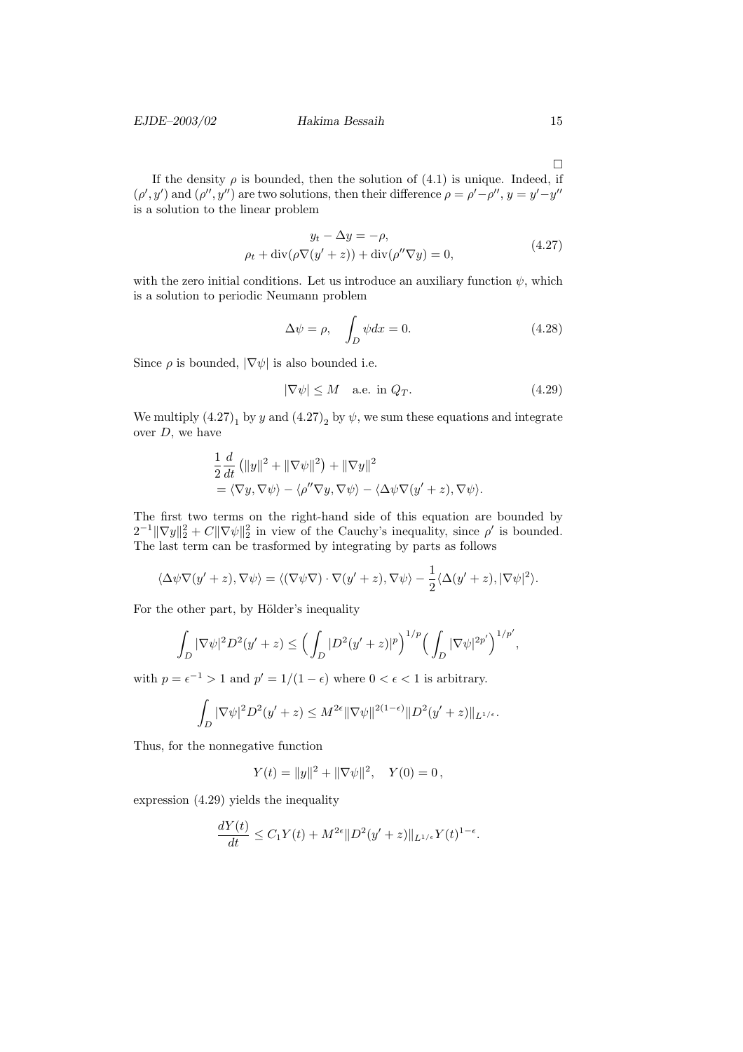$\square$

If the density $\rho$ is bounded, then the solution of (4.1) is unique. Indeed, if $(\rho', y')$ and $(\rho'', y'')$ are two solutions, then their difference $\rho = \rho' - \rho''$, $y = y' - y''$ is a solution to the linear problem

$$
\begin{gathered}
y_t - \Delta y = -\rho, \\
\rho_t + \operatorname{div}(\rho \nabla (y' + z)) + \operatorname{div}(\rho'' \nabla y) = 0,
\end{gathered}
\tag{4.27}
$$

with the zero initial conditions. Let us introduce an auxiliary function $\psi$, which is a solution to periodic Neumann problem

$$
\Delta \psi = \rho, \quad \int_D \psi dx = 0. \tag{4.28}
$$

Since $\rho$ is bounded, $|\nabla \psi|$ is also bounded i.e.

$$
|\nabla \psi| \leq M \quad \text{a.e. in } Q_T. \tag{4.29}
$$

We multiply $(4.27)_1$ by $y$ and $(4.27)_2$ by $\psi$, we sum these equations and integrate over $D$, we have

$$
\begin{aligned}
&\frac{1}{2} \frac{d}{dt} \left( \|y\|^2 + \|\nabla \psi\|^2 \right) + \|\nabla y\|^2 \\
&= \langle \nabla y, \nabla \psi \rangle - \langle \rho'' \nabla y, \nabla \psi \rangle - \langle \Delta \psi \nabla (y' + z), \nabla \psi \rangle.
\end{aligned}
$$

The first two terms on the right-hand side of this equation are bounded by $2^{-1} \|\nabla y\|_2^2 + C \|\nabla \psi\|_2^2$ in view of the Cauchy's inequality, since $\rho'$ is bounded. The last term can be trasformed by integrating by parts as follows

$$
\langle \Delta \psi \nabla (y' + z), \nabla \psi \rangle = \langle (\nabla \psi \nabla) \cdot \nabla (y' + z), \nabla \psi \rangle - \frac{1}{2} \langle \Delta (y' + z), |\nabla \psi|^2 \rangle.
$$

For the other part, by Hölder's inequality

$$
\int_D |\nabla \psi|^2 D^2 (y' + z) \leq \Big( \int_D |D^2 (y' + z)|^p \Big)^{1/p} \Big( \int_D |\nabla \psi|^{2p'} \Big)^{1/p'},
$$

with $p = \epsilon^{-1} > 1$ and $p' = 1/(1 - \epsilon)$ where $0 < \epsilon < 1$ is arbitrary.

$$
\int_D |\nabla \psi|^2 D^2 (y' + z) \leq M^{2\epsilon} \|\nabla \psi\|^{2(1-\epsilon)} \|D^2 (y' + z)\|_{L^{1/\epsilon}}.
$$

Thus, for the nonnegative function

$$
Y(t) = \|y\|^2 + \|\nabla \psi\|^2, \quad Y(0) = 0\,,
$$

expression (4.29) yields the inequality

$$
\frac{dY(t)}{dt} \leq C_1 Y(t) + M^{2\epsilon} \|D^2 (y' + z)\|_{L^{1/\epsilon}} Y(t)^{1-\epsilon}.
$$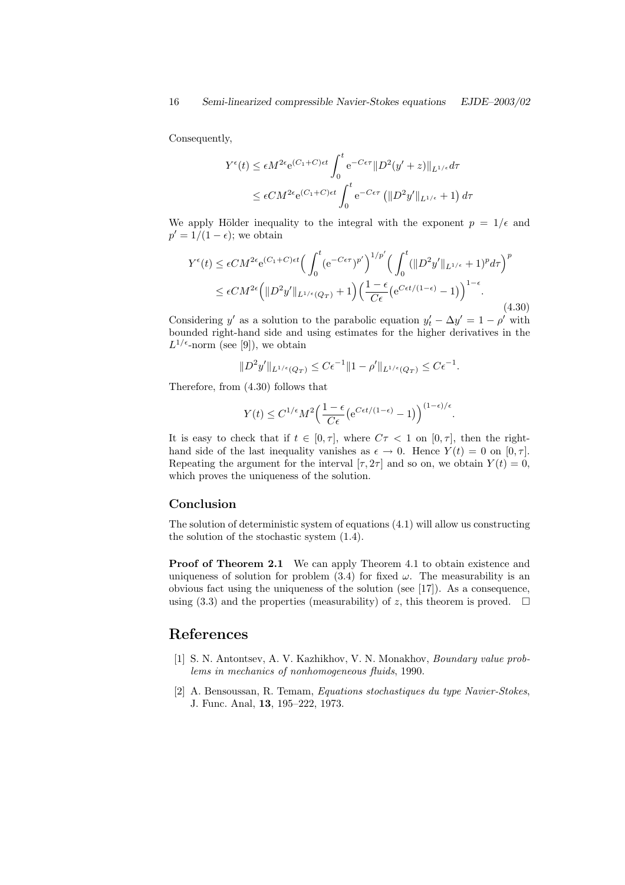Consequently,

$$
\begin{aligned}
Y^\epsilon(t) &\le \epsilon M^{2\epsilon} \mathrm{e}^{(C_1+C)\epsilon t} \int_0^t \mathrm{e}^{-C\epsilon\tau} \|D^2(y'+z)\|_{L^{1/\epsilon}} d\tau \\
&\le \epsilon C M^{2\epsilon} \mathrm{e}^{(C_1+C)\epsilon t} \int_0^t \mathrm{e}^{-C\epsilon\tau} \left(\|D^2 y'\|_{L^{1/\epsilon}} + 1\right) d\tau
\end{aligned}
$$

We apply Hölder inequality to the integral with the exponent $p = 1/\epsilon$ and $p' = 1/(1-\epsilon)$; we obtain

$$
\begin{aligned}
Y^\epsilon(t) &\le \epsilon C M^{2\epsilon} \mathrm{e}^{(C_1+C)\epsilon t} \Big( \int_0^t (\mathrm{e}^{-C\epsilon\tau})^{p'} \Big)^{1/p'} \Big( \int_0^t (\|D^2 y'\|_{L^{1/\epsilon}} + 1)^p d\tau \Big)^p \\
&\le \epsilon C M^{2\epsilon} \Big( \|D^2 y'\|_{L^{1/\epsilon}(Q_T)} + 1 \Big) \Big( \frac{1-\epsilon}{C\epsilon} \big( \mathrm{e}^{C\epsilon t/(1-\epsilon)} - 1 \big) \Big)^{1-\epsilon}.
\end{aligned}
\tag{4.30}
$$

Considering $y'$ as a solution to the parabolic equation $y'_t - \Delta y' = 1 - \rho'$ with bounded right-hand side and using estimates for the higher derivatives in the $L^{1/\epsilon}$-norm (see [9]), we obtain

$$
\|D^2 y'\|_{L^{1/\epsilon}(Q_T)} \le C\epsilon^{-1} \|1 - \rho'\|_{L^{1/\epsilon}(Q_T)} \le C\epsilon^{-1}.
$$

Therefore, from (4.30) follows that

$$
Y(t) \le C^{1/\epsilon} M^2 \Big( \frac{1-\epsilon}{C\epsilon} \big( \mathrm{e}^{C\epsilon t/(1-\epsilon)} - 1 \big) \Big)^{(1-\epsilon)/\epsilon}.
$$

It is easy to check that if $t \in [0, \tau]$, where $C\tau < 1$ on $[0, \tau]$, then the right-hand side of the last inequality vanishes as $\epsilon \to 0$. Hence $Y(t) = 0$ on $[0, \tau]$. Repeating the argument for the interval $[\tau, 2\tau]$ and so on, we obtain $Y(t) = 0$, which proves the uniqueness of the solution.

## Conclusion

The solution of deterministic system of equations (4.1) will allow us constructing the solution of the stochastic system (1.4).

**Proof of Theorem 2.1** We can apply Theorem 4.1 to obtain existence and uniqueness of solution for problem (3.4) for fixed $\omega$. The measurability is an obvious fact using the uniqueness of the solution (see [17]). As a consequence, using (3.3) and the properties (measurability) of $z$, this theorem is proved. $\square$

# References

[1] S. N. Antontsev, A. V. Kazhikhov, V. N. Monakhov, *Boundary value problems in mechanics of nonhomogeneous fluids*, 1990.

[2] A. Bensoussan, R. Temam, *Equations stochastiques du type Navier-Stokes*, J. Func. Anal, **13**, 195–222, 1973.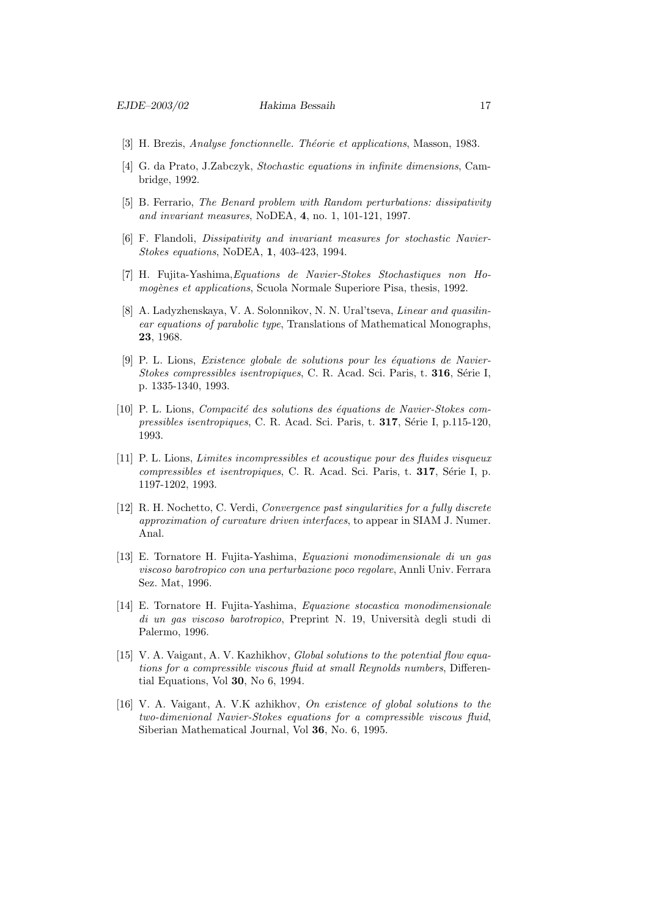[3] H. Brezis, *Analyse fonctionnelle. Théorie et applications*, Masson, 1983.

[4] G. da Prato, J.Zabczyk, *Stochastic equations in infinite dimensions*, Cambridge, 1992.

[5] B. Ferrario, *The Benard problem with Random perturbations: dissipativity and invariant measures*, NoDEA, **4**, no. 1, 101-121, 1997.

[6] F. Flandoli, *Dissipativity and invariant measures for stochastic Navier-Stokes equations*, NoDEA, **1**, 403-423, 1994.

[7] H. Fujita-Yashima,*Equations de Navier-Stokes Stochastiques non Homogènes et applications*, Scuola Normale Superiore Pisa, thesis, 1992.

[8] A. Ladyzhenskaya, V. A. Solonnikov, N. N. Ural'tseva, *Linear and quasilinear equations of parabolic type*, Translations of Mathematical Monographs, **23**, 1968.

[9] P. L. Lions, *Existence globale de solutions pour les équations de Navier-Stokes compressibles isentropiques*, C. R. Acad. Sci. Paris, t. **316**, Série I, p. 1335-1340, 1993.

[10] P. L. Lions, *Compacité des solutions des équations de Navier-Stokes compressibles isentropiques*, C. R. Acad. Sci. Paris, t. **317**, Série I, p.115-120, 1993.

[11] P. L. Lions, *Limites incompressibles et acoustique pour des fluides visqueux compressibles et isentropiques*, C. R. Acad. Sci. Paris, t. **317**, Série I, p. 1197-1202, 1993.

[12] R. H. Nochetto, C. Verdi, *Convergence past singularities for a fully discrete approximation of curvature driven interfaces*, to appear in SIAM J. Numer. Anal.

[13] E. Tornatore H. Fujita-Yashima, *Equazioni monodimensionale di un gas viscoso barotropico con una perturbazione poco regolare*, Annli Univ. Ferrara Sez. Mat, 1996.

[14] E. Tornatore H. Fujita-Yashima, *Equazione stocastica monodimensionale di un gas viscoso barotropico*, Preprint N. 19, Università degli studi di Palermo, 1996.

[15] V. A. Vaigant, A. V. Kazhikhov, *Global solutions to the potential flow equations for a compressible viscous fluid at small Reynolds numbers*, Differential Equations, Vol **30**, No 6, 1994.

[16] V. A. Vaigant, A. V.K azhikhov, *On existence of global solutions to the two-dimenional Navier-Stokes equations for a compressible viscous fluid*, Siberian Mathematical Journal, Vol **36**, No. 6, 1995.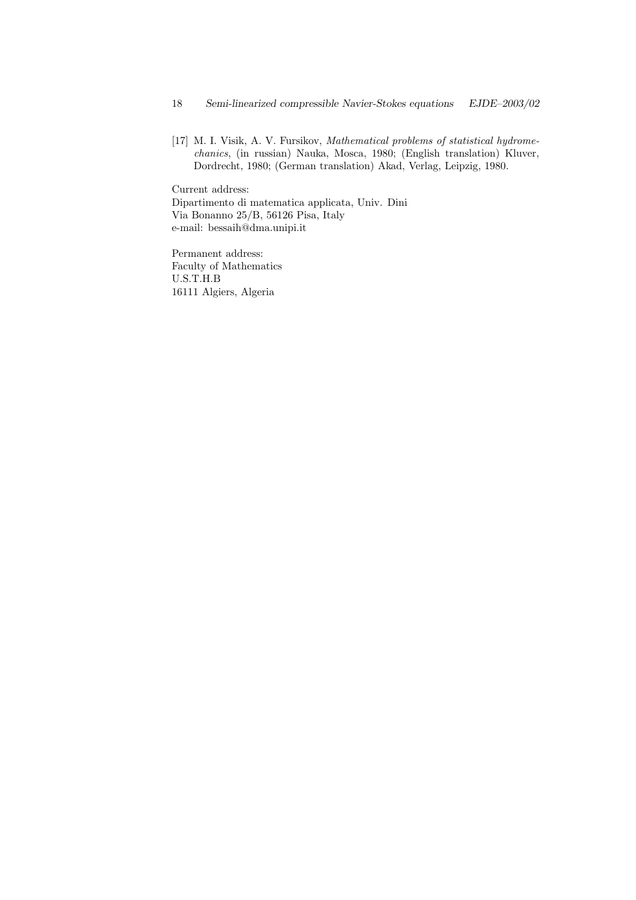[17] M. I. Visik, A. V. Fursikov, *Mathematical problems of statistical hydromechanics*, (in russian) Nauka, Mosca, 1980; (English translation) Kluver, Dordrecht, 1980; (German translation) Akad, Verlag, Leipzig, 1980.

Current address:
Dipartimento di matematica applicata, Univ. Dini
Via Bonanno 25/B, 56126 Pisa, Italy
e-mail: bessaih@dma.unipi.it

Permanent address:
Faculty of Mathematics
U.S.T.H.B
16111 Algiers, Algeria